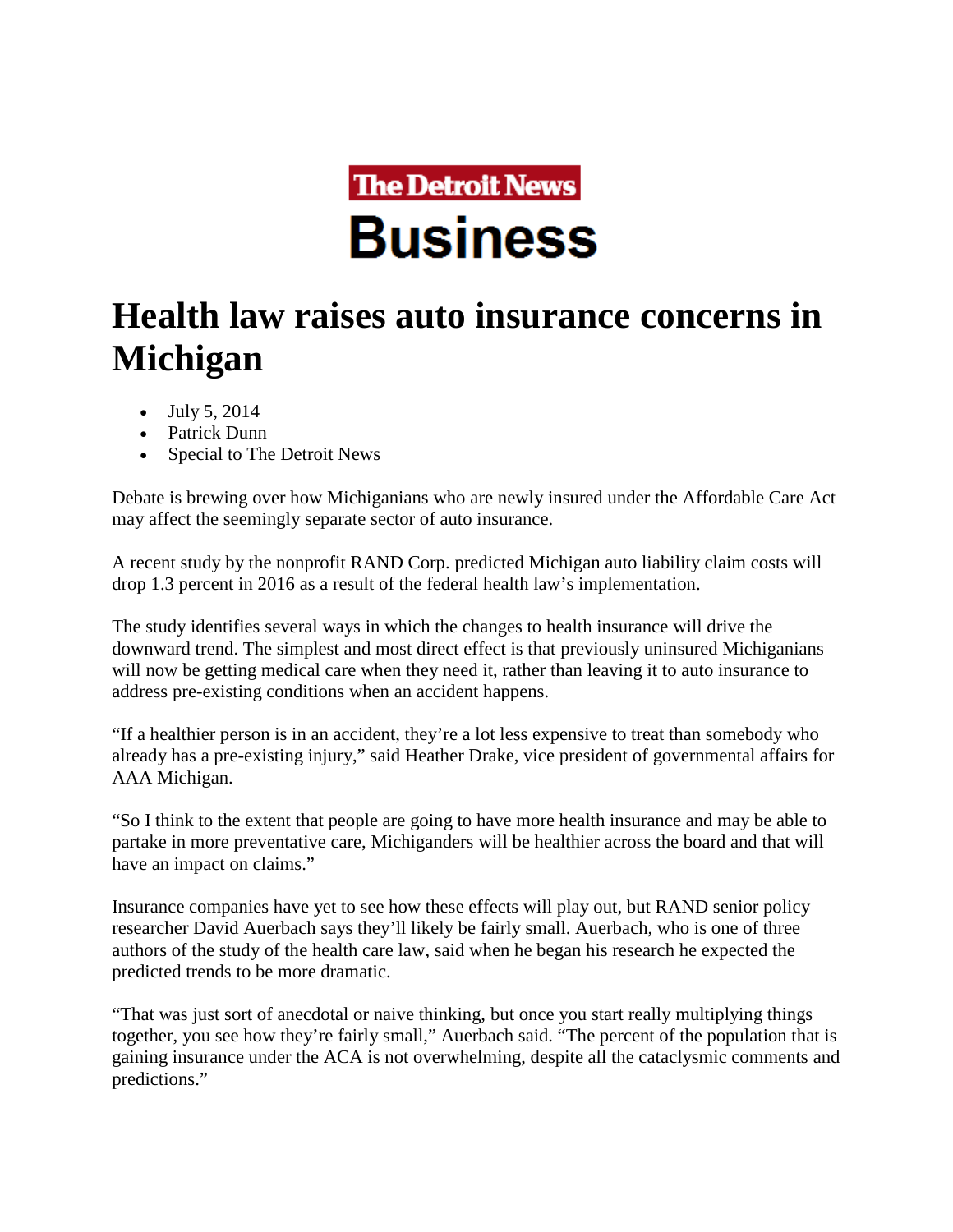**The Detroit News**

**Business**

# Health law raises auto insurance concerns in Michigan

- July 5, 2014
- Patrick Dunn
- Special to The Detroit News

Debate is brewing over how Michiganians who are newly insured under the Affordable Care Act may affect the seemingly separate sector of auto insurance.

A recent study by the nonprofit RAND Corp. predicted Michigan auto liability claim costs will drop 1.3 percent in 2016 as a result of the federal health law's implementation.

The study identifies several ways in which the changes to health insurance will drive the downward trend. The simplest and most direct effect is that previously uninsured Michiganians will now be getting medical care when they need it, rather than leaving it to auto insurance to address pre-existing conditions when an accident happens.

"If a healthier person is in an accident, they're a lot less expensive to treat than somebody who already has a pre-existing injury," said Heather Drake, vice president of governmental affairs for AAA Michigan.

"So I think to the extent that people are going to have more health insurance and may be able to partake in more preventative care, Michiganders will be healthier across the board and that will have an impact on claims."

Insurance companies have yet to see how these effects will play out, but RAND senior policy researcher David Auerbach says they'll likely be fairly small. Auerbach, who is one of three authors of the study of the health care law, said when he began his research he expected the predicted trends to be more dramatic.

"That was just sort of anecdotal or naive thinking, but once you start really multiplying things together, you see how they're fairly small," Auerbach said. "The percent of the population that is gaining insurance under the ACA is not overwhelming, despite all the cataclysmic comments and predictions."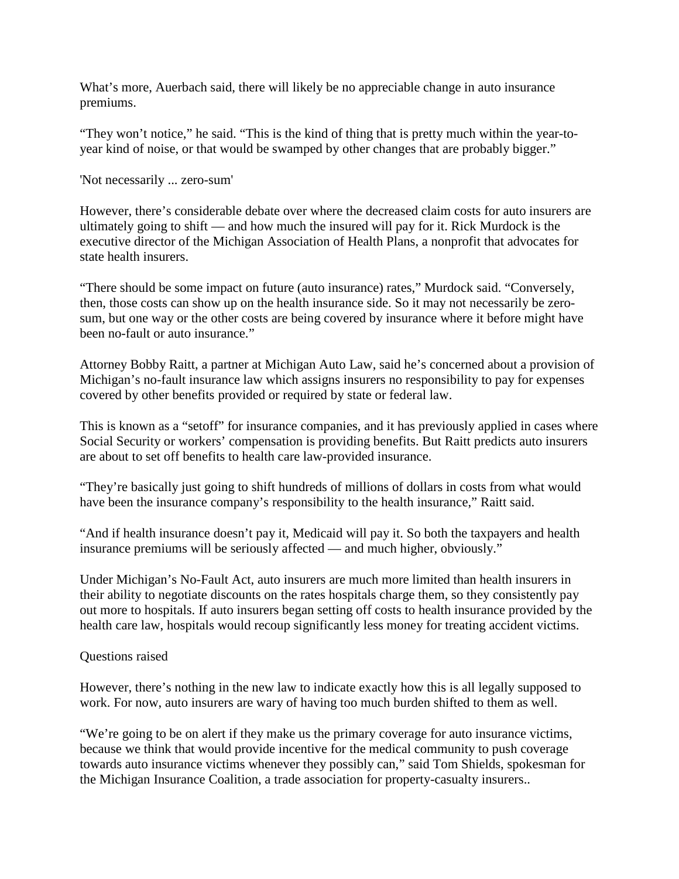What's more, Auerbach said, there will likely be no appreciable change in auto insurance premiums.

"They won't notice," he said. "This is the kind of thing that is pretty much within the year-to-year kind of noise, or that would be swamped by other changes that are probably bigger."

## 'Not necessarily ... zero-sum'

However, there's considerable debate over where the decreased claim costs for auto insurers are ultimately going to shift — and how much the insured will pay for it. Rick Murdock is the executive director of the Michigan Association of Health Plans, a nonprofit that advocates for state health insurers.

"There should be some impact on future (auto insurance) rates," Murdock said. "Conversely, then, those costs can show up on the health insurance side. So it may not necessarily be zero-sum, but one way or the other costs are being covered by insurance where it before might have been no-fault or auto insurance."

Attorney Bobby Raitt, a partner at Michigan Auto Law, said he's concerned about a provision of Michigan's no-fault insurance law which assigns insurers no responsibility to pay for expenses covered by other benefits provided or required by state or federal law.

This is known as a "setoff" for insurance companies, and it has previously applied in cases where Social Security or workers' compensation is providing benefits. But Raitt predicts auto insurers are about to set off benefits to health care law-provided insurance.

"They're basically just going to shift hundreds of millions of dollars in costs from what would have been the insurance company's responsibility to the health insurance," Raitt said.

"And if health insurance doesn't pay it, Medicaid will pay it. So both the taxpayers and health insurance premiums will be seriously affected — and much higher, obviously."

Under Michigan's No-Fault Act, auto insurers are much more limited than health insurers in their ability to negotiate discounts on the rates hospitals charge them, so they consistently pay out more to hospitals. If auto insurers began setting off costs to health insurance provided by the health care law, hospitals would recoup significantly less money for treating accident victims.

## Questions raised

However, there's nothing in the new law to indicate exactly how this is all legally supposed to work. For now, auto insurers are wary of having too much burden shifted to them as well.

"We're going to be on alert if they make us the primary coverage for auto insurance victims, because we think that would provide incentive for the medical community to push coverage towards auto insurance victims whenever they possibly can," said Tom Shields, spokesman for the Michigan Insurance Coalition, a trade association for property-casualty insurers..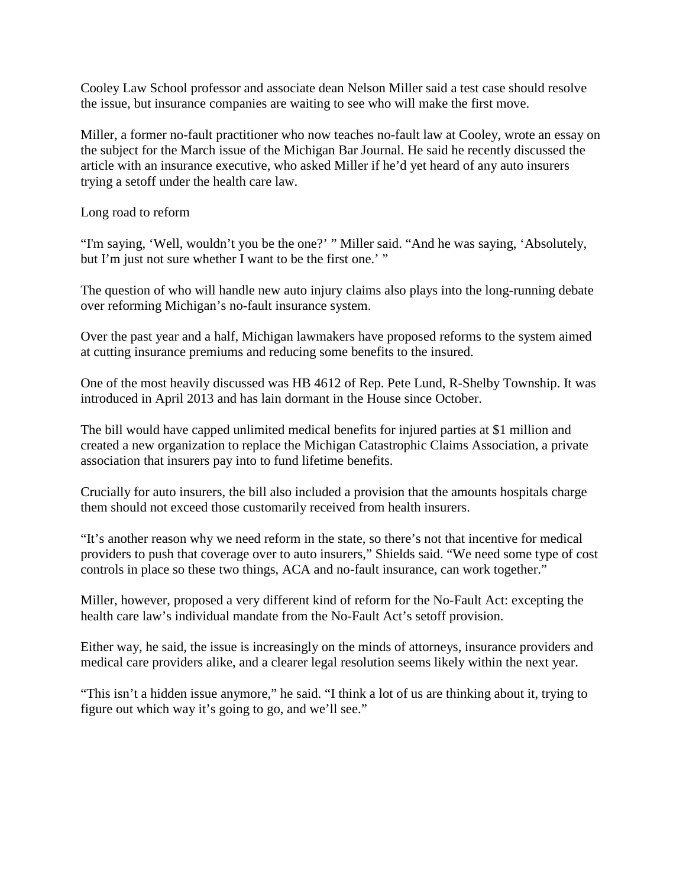Cooley Law School professor and associate dean Nelson Miller said a test case should resolve the issue, but insurance companies are waiting to see who will make the first move.

Miller, a former no-fault practitioner who now teaches no-fault law at Cooley, wrote an essay on the subject for the March issue of the Michigan Bar Journal. He said he recently discussed the article with an insurance executive, who asked Miller if he'd yet heard of any auto insurers trying a setoff under the health care law.

## Long road to reform

"I'm saying, 'Well, wouldn't you be the one?' " Miller said. "And he was saying, 'Absolutely, but I'm just not sure whether I want to be the first one.' "

The question of who will handle new auto injury claims also plays into the long-running debate over reforming Michigan's no-fault insurance system.

Over the past year and a half, Michigan lawmakers have proposed reforms to the system aimed at cutting insurance premiums and reducing some benefits to the insured.

One of the most heavily discussed was HB 4612 of Rep. Pete Lund, R-Shelby Township. It was introduced in April 2013 and has lain dormant in the House since October.

The bill would have capped unlimited medical benefits for injured parties at $1 million and created a new organization to replace the Michigan Catastrophic Claims Association, a private association that insurers pay into to fund lifetime benefits.

Crucially for auto insurers, the bill also included a provision that the amounts hospitals charge them should not exceed those customarily received from health insurers.

"It's another reason why we need reform in the state, so there's not that incentive for medical providers to push that coverage over to auto insurers," Shields said. "We need some type of cost controls in place so these two things, ACA and no-fault insurance, can work together."

Miller, however, proposed a very different kind of reform for the No-Fault Act: excepting the health care law's individual mandate from the No-Fault Act's setoff provision.

Either way, he said, the issue is increasingly on the minds of attorneys, insurance providers and medical care providers alike, and a clearer legal resolution seems likely within the next year.

"This isn't a hidden issue anymore," he said. "I think a lot of us are thinking about it, trying to figure out which way it's going to go, and we'll see."